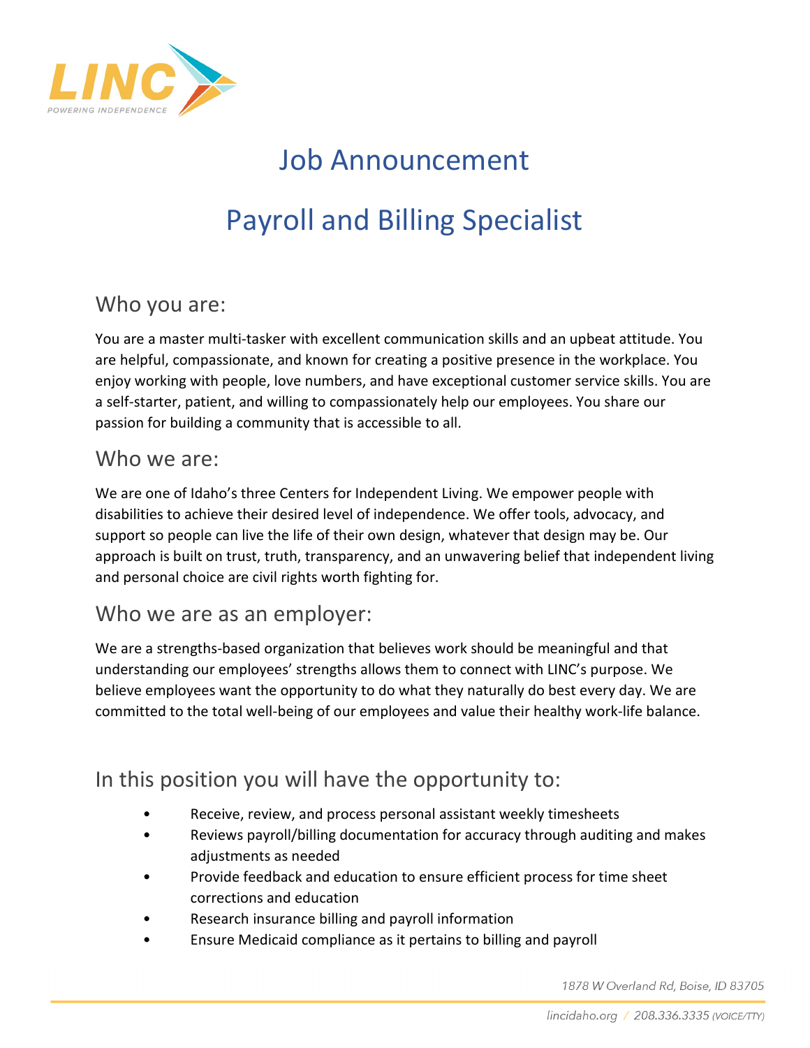# Job Announcement

# Payroll and Billing Specialist

## Who you are:

You are a master multi-tasker with excellent communication skills and an upbeat attitude. You are helpful, compassionate, and known for creating a positive presence in the workplace. You enjoy working with people, love numbers, and have exceptional customer service skills. You are a self-starter, patient, and willing to compassionately help our employees. You share our passion for building a community that is accessible to all.

## Who we are:

We are one of Idaho's three Centers for Independent Living. We empower people with disabilities to achieve their desired level of independence. We offer tools, advocacy, and support so people can live the life of their own design, whatever that design may be. Our approach is built on trust, truth, transparency, and an unwavering belief that independent living and personal choice are civil rights worth fighting for.

## Who we are as an employer:

We are a strengths-based organization that believes work should be meaningful and that understanding our employees' strengths allows them to connect with LINC's purpose. We believe employees want the opportunity to do what they naturally do best every day. We are committed to the total well-being of our employees and value their healthy work-life balance.

## In this position you will have the opportunity to:

- Receive, review, and process personal assistant weekly timesheets
- Reviews payroll/billing documentation for accuracy through auditing and makes adjustments as needed
- Provide feedback and education to ensure efficient process for time sheet corrections and education
- Research insurance billing and payroll information
- Ensure Medicaid compliance as it pertains to billing and payroll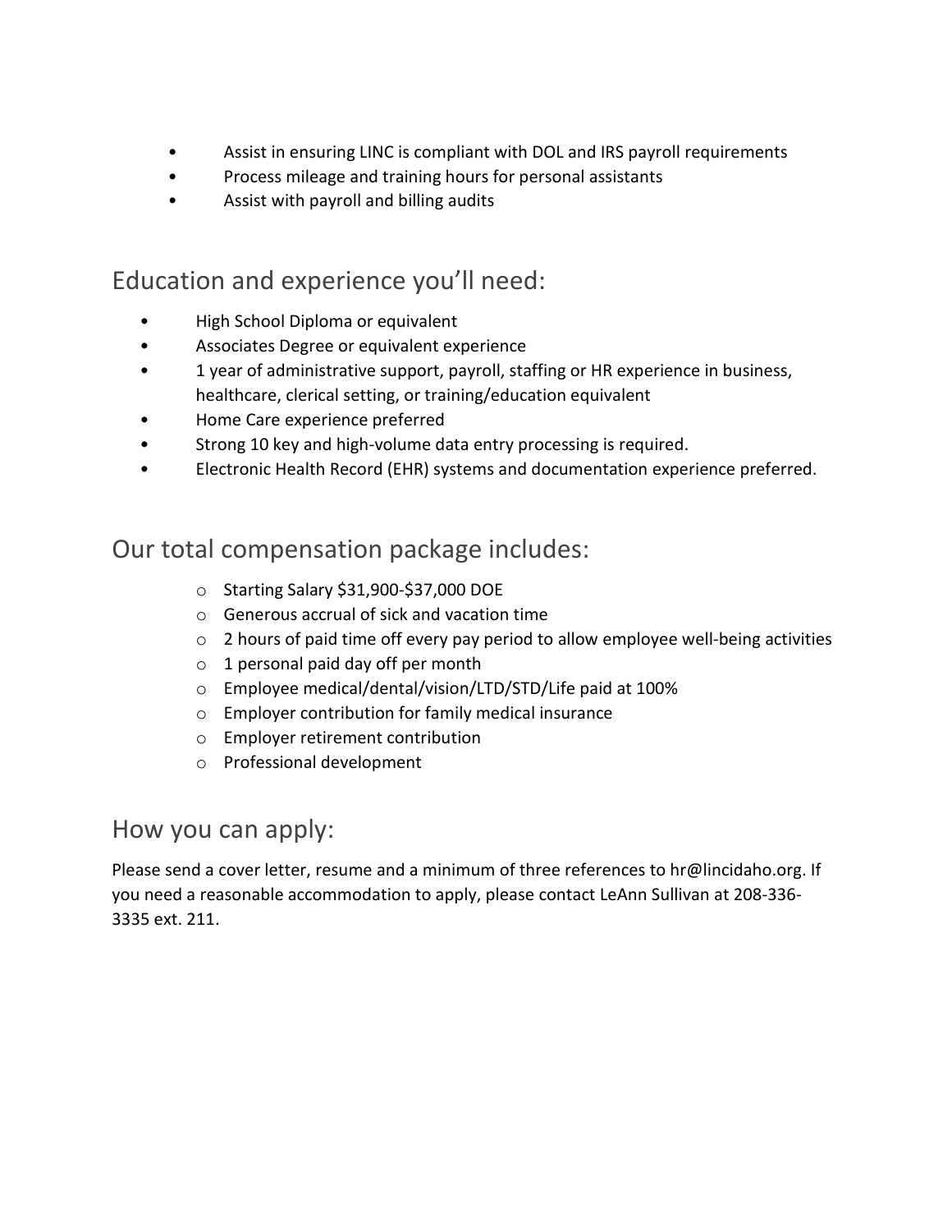- Assist in ensuring LINC is compliant with DOL and IRS payroll requirements
- Process mileage and training hours for personal assistants
- Assist with payroll and billing audits

## Education and experience you'll need:

- High School Diploma or equivalent
- Associates Degree or equivalent experience
- 1 year of administrative support, payroll, staffing or HR experience in business, healthcare, clerical setting, or training/education equivalent
- Home Care experience preferred
- Strong 10 key and high-volume data entry processing is required.
- Electronic Health Record (EHR) systems and documentation experience preferred.

## Our total compensation package includes:

- Starting Salary $31,900-$37,000 DOE
- Generous accrual of sick and vacation time
- 2 hours of paid time off every pay period to allow employee well-being activities
- 1 personal paid day off per month
- Employee medical/dental/vision/LTD/STD/Life paid at 100%
- Employer contribution for family medical insurance
- Employer retirement contribution
- Professional development

## How you can apply:

Please send a cover letter, resume and a minimum of three references to hr@lincidaho.org. If you need a reasonable accommodation to apply, please contact LeAnn Sullivan at 208-336-3335 ext. 211.